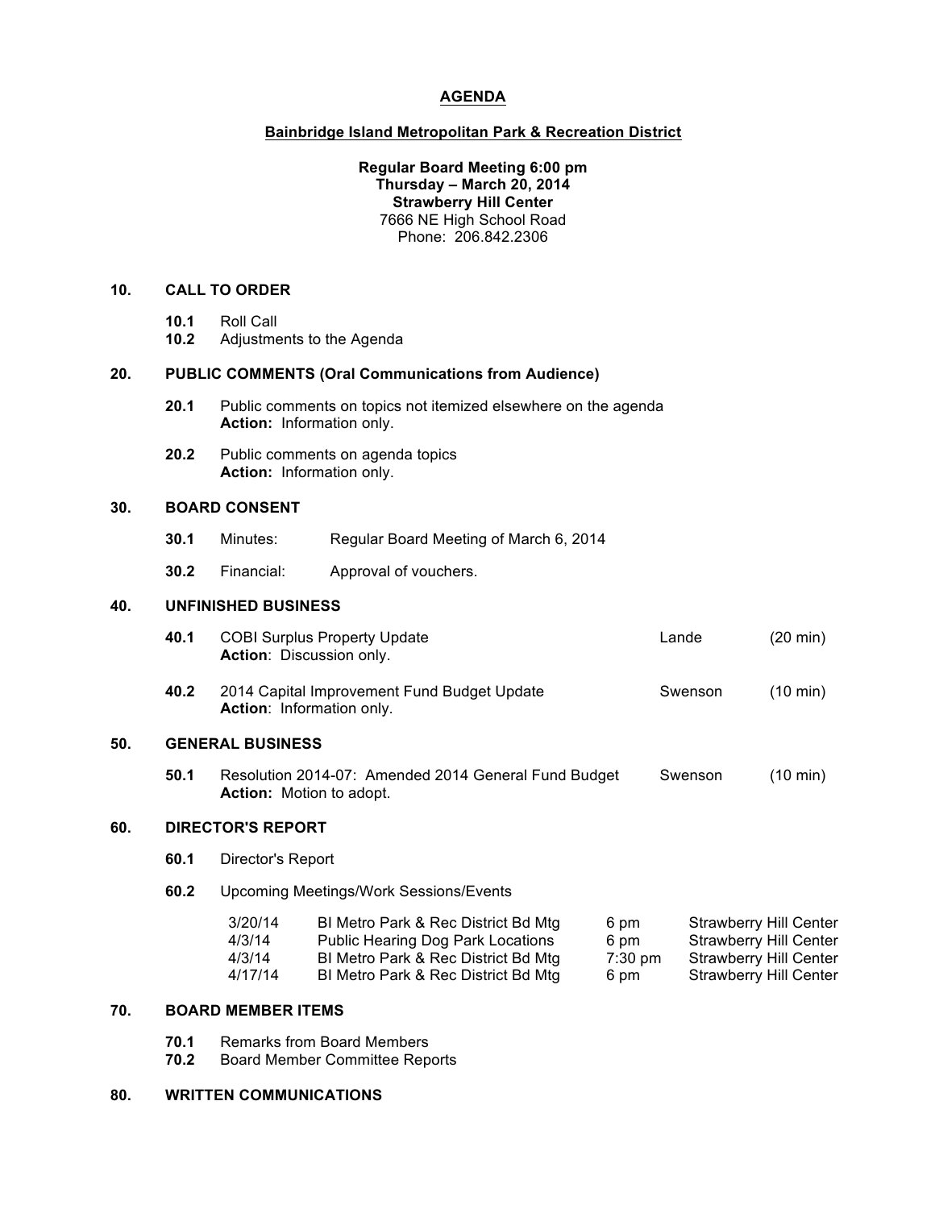# AGENDA

## Bainbridge Island Metropolitan Park & Recreation District

**Regular Board Meeting 6:00 pm**
**Thursday – March 20, 2014**
**Strawberry Hill Center**
7666 NE High School Road
Phone: 206.842.2306

### 10. CALL TO ORDER

**10.1** Roll Call
**10.2** Adjustments to the Agenda

### 20. PUBLIC COMMENTS (Oral Communications from Audience)

**20.1** Public comments on topics not itemized elsewhere on the agenda
**Action:** Information only.

**20.2** Public comments on agenda topics
**Action:** Information only.

### 30. BOARD CONSENT

**30.1** Minutes: Regular Board Meeting of March 6, 2014

**30.2** Financial: Approval of vouchers.

### 40. UNFINISHED BUSINESS

**40.1** COBI Surplus Property Update — Lande (20 min)
**Action**: Discussion only.

**40.2** 2014 Capital Improvement Fund Budget Update — Swenson (10 min)
**Action**: Information only.

### 50. GENERAL BUSINESS

**50.1** Resolution 2014-07: Amended 2014 General Fund Budget — Swenson (10 min)
**Action:** Motion to adopt.

### 60. DIRECTOR'S REPORT

**60.1** Director's Report

**60.2** Upcoming Meetings/Work Sessions/Events

| | | | |
|---|---|---|---|
| 3/20/14 | BI Metro Park & Rec District Bd Mtg | 6 pm | Strawberry Hill Center |
| 4/3/14 | Public Hearing Dog Park Locations | 6 pm | Strawberry Hill Center |
| 4/3/14 | BI Metro Park & Rec District Bd Mtg | 7:30 pm | Strawberry Hill Center |
| 4/17/14 | BI Metro Park & Rec District Bd Mtg | 6 pm | Strawberry Hill Center |

### 70. BOARD MEMBER ITEMS

**70.1** Remarks from Board Members
**70.2** Board Member Committee Reports

### 80. WRITTEN COMMUNICATIONS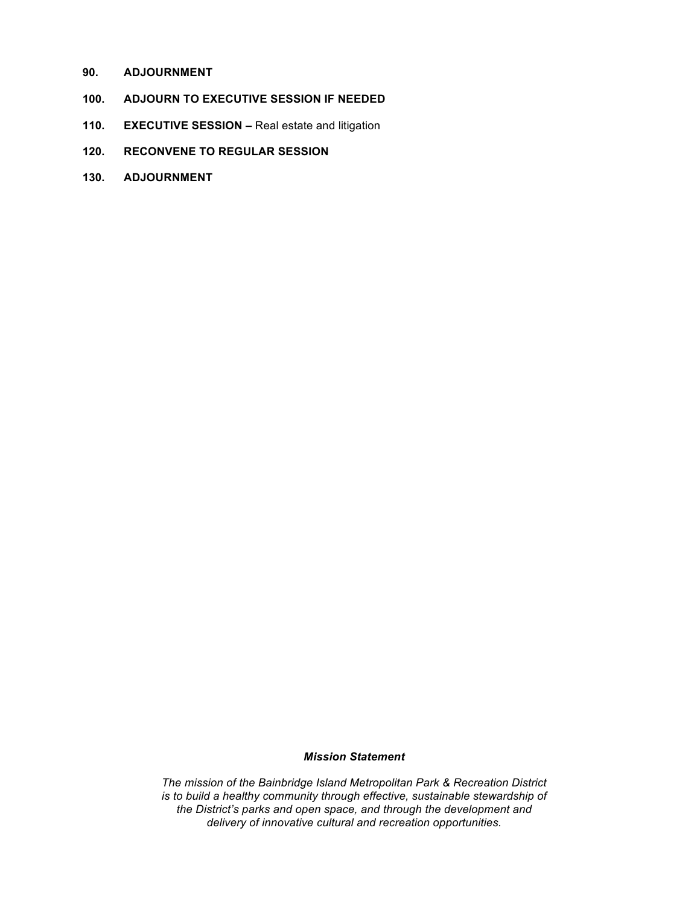**90. ADJOURNMENT**

**100. ADJOURN TO EXECUTIVE SESSION IF NEEDED**

**110. EXECUTIVE SESSION –** Real estate and litigation

**120. RECONVENE TO REGULAR SESSION**

**130. ADJOURNMENT**

***Mission Statement***

*The mission of the Bainbridge Island Metropolitan Park & Recreation District is to build a healthy community through effective, sustainable stewardship of the District's parks and open space, and through the development and delivery of innovative cultural and recreation opportunities.*